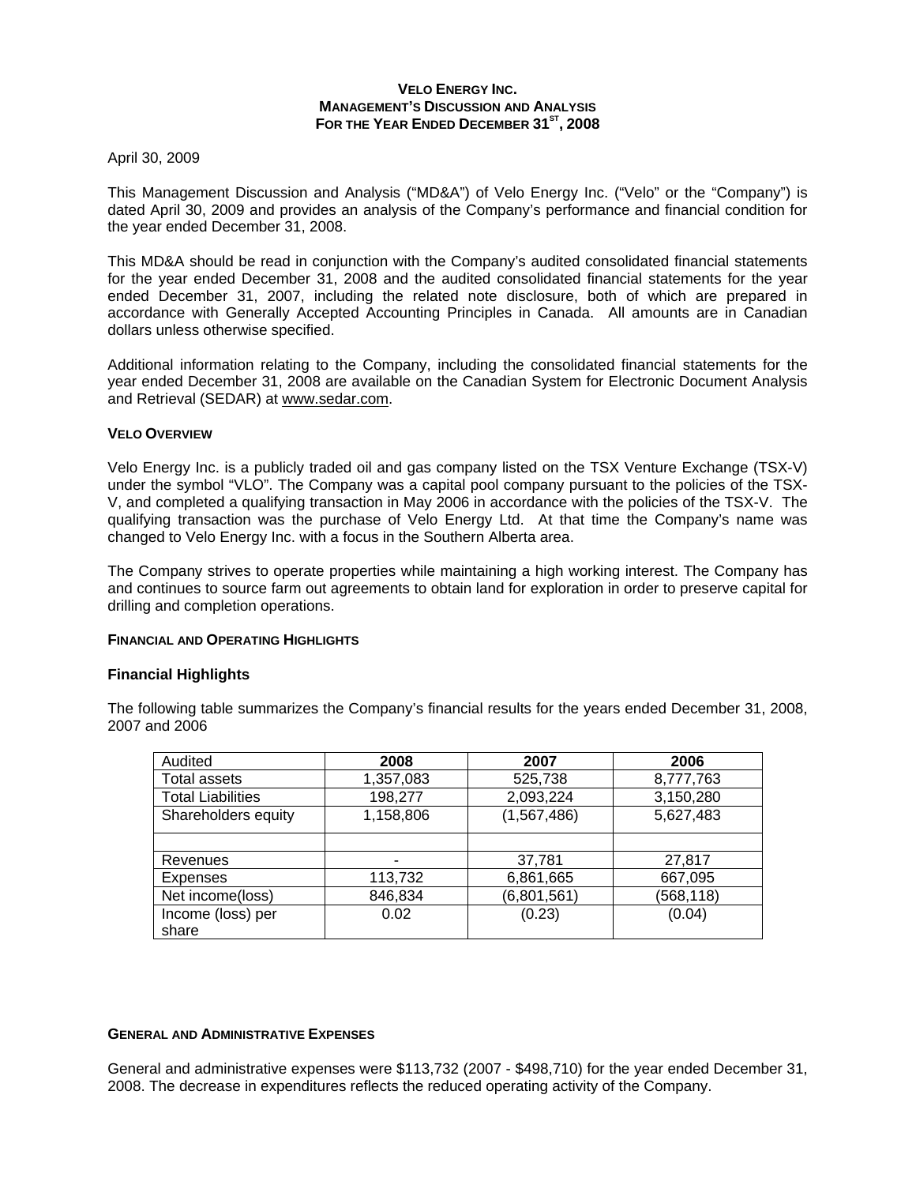**VELO ENERGY INC.**
**MANAGEMENT'S DISCUSSION AND ANALYSIS**
**FOR THE YEAR ENDED DECEMBER 31[ST], 2008**

April 30, 2009

This Management Discussion and Analysis ("MD&A") of Velo Energy Inc. ("Velo" or the "Company") is dated April 30, 2009 and provides an analysis of the Company's performance and financial condition for the year ended December 31, 2008.

This MD&A should be read in conjunction with the Company's audited consolidated financial statements for the year ended December 31, 2008 and the audited consolidated financial statements for the year ended December 31, 2007, including the related note disclosure, both of which are prepared in accordance with Generally Accepted Accounting Principles in Canada. All amounts are in Canadian dollars unless otherwise specified.

Additional information relating to the Company, including the consolidated financial statements for the year ended December 31, 2008 are available on the Canadian System for Electronic Document Analysis and Retrieval (SEDAR) at www.sedar.com.

**VELO OVERVIEW**

Velo Energy Inc. is a publicly traded oil and gas company listed on the TSX Venture Exchange (TSX-V) under the symbol "VLO". The Company was a capital pool company pursuant to the policies of the TSX-V, and completed a qualifying transaction in May 2006 in accordance with the policies of the TSX-V. The qualifying transaction was the purchase of Velo Energy Ltd. At that time the Company's name was changed to Velo Energy Inc. with a focus in the Southern Alberta area.

The Company strives to operate properties while maintaining a high working interest. The Company has and continues to source farm out agreements to obtain land for exploration in order to preserve capital for drilling and completion operations.

**FINANCIAL AND OPERATING HIGHLIGHTS**

## Financial Highlights

The following table summarizes the Company's financial results for the years ended December 31, 2008, 2007 and 2006

| Audited | 2008 | 2007 | 2006 |
|---|---|---|---|
| Total assets | 1,357,083 | 525,738 | 8,777,763 |
| Total Liabilities | 198,277 | 2,093,224 | 3,150,280 |
| Shareholders equity | 1,158,806 | (1,567,486) | 5,627,483 |
| | | | |
| Revenues | - | 37,781 | 27,817 |
| Expenses | 113,732 | 6,861,665 | 667,095 |
| Net income(loss) | 846,834 | (6,801,561) | (568,118) |
| Income (loss) per share | 0.02 | (0.23) | (0.04) |

**GENERAL AND ADMINISTRATIVE EXPENSES**

General and administrative expenses were $113,732 (2007 - $498,710) for the year ended December 31, 2008. The decrease in expenditures reflects the reduced operating activity of the Company.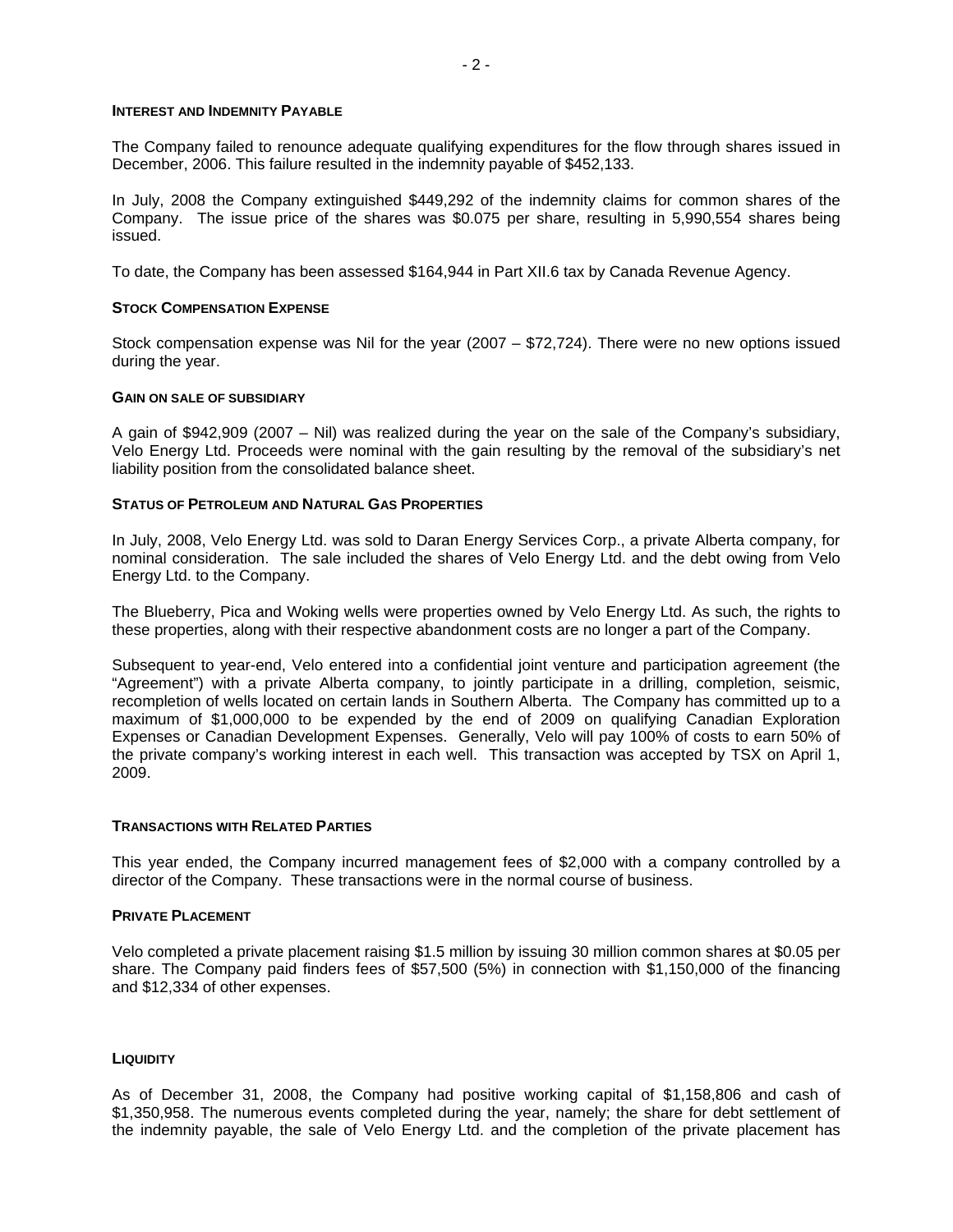#### INTEREST AND INDEMNITY PAYABLE

The Company failed to renounce adequate qualifying expenditures for the flow through shares issued in December, 2006. This failure resulted in the indemnity payable of $452,133.

In July, 2008 the Company extinguished $449,292 of the indemnity claims for common shares of the Company. The issue price of the shares was $0.075 per share, resulting in 5,990,554 shares being issued.

To date, the Company has been assessed $164,944 in Part XII.6 tax by Canada Revenue Agency.

#### STOCK COMPENSATION EXPENSE

Stock compensation expense was Nil for the year (2007 – $72,724). There were no new options issued during the year.

#### GAIN ON SALE OF SUBSIDIARY

A gain of $942,909 (2007 – Nil) was realized during the year on the sale of the Company's subsidiary, Velo Energy Ltd. Proceeds were nominal with the gain resulting by the removal of the subsidiary's net liability position from the consolidated balance sheet.

#### STATUS OF PETROLEUM AND NATURAL GAS PROPERTIES

In July, 2008, Velo Energy Ltd. was sold to Daran Energy Services Corp., a private Alberta company, for nominal consideration. The sale included the shares of Velo Energy Ltd. and the debt owing from Velo Energy Ltd. to the Company.

The Blueberry, Pica and Woking wells were properties owned by Velo Energy Ltd. As such, the rights to these properties, along with their respective abandonment costs are no longer a part of the Company.

Subsequent to year-end, Velo entered into a confidential joint venture and participation agreement (the "Agreement") with a private Alberta company, to jointly participate in a drilling, completion, seismic, recompletion of wells located on certain lands in Southern Alberta. The Company has committed up to a maximum of $1,000,000 to be expended by the end of 2009 on qualifying Canadian Exploration Expenses or Canadian Development Expenses. Generally, Velo will pay 100% of costs to earn 50% of the private company's working interest in each well. This transaction was accepted by TSX on April 1, 2009.

#### TRANSACTIONS WITH RELATED PARTIES

This year ended, the Company incurred management fees of $2,000 with a company controlled by a director of the Company. These transactions were in the normal course of business.

#### PRIVATE PLACEMENT

Velo completed a private placement raising $1.5 million by issuing 30 million common shares at $0.05 per share. The Company paid finders fees of $57,500 (5%) in connection with $1,150,000 of the financing and $12,334 of other expenses.

#### LIQUIDITY

As of December 31, 2008, the Company had positive working capital of $1,158,806 and cash of $1,350,958. The numerous events completed during the year, namely; the share for debt settlement of the indemnity payable, the sale of Velo Energy Ltd. and the completion of the private placement has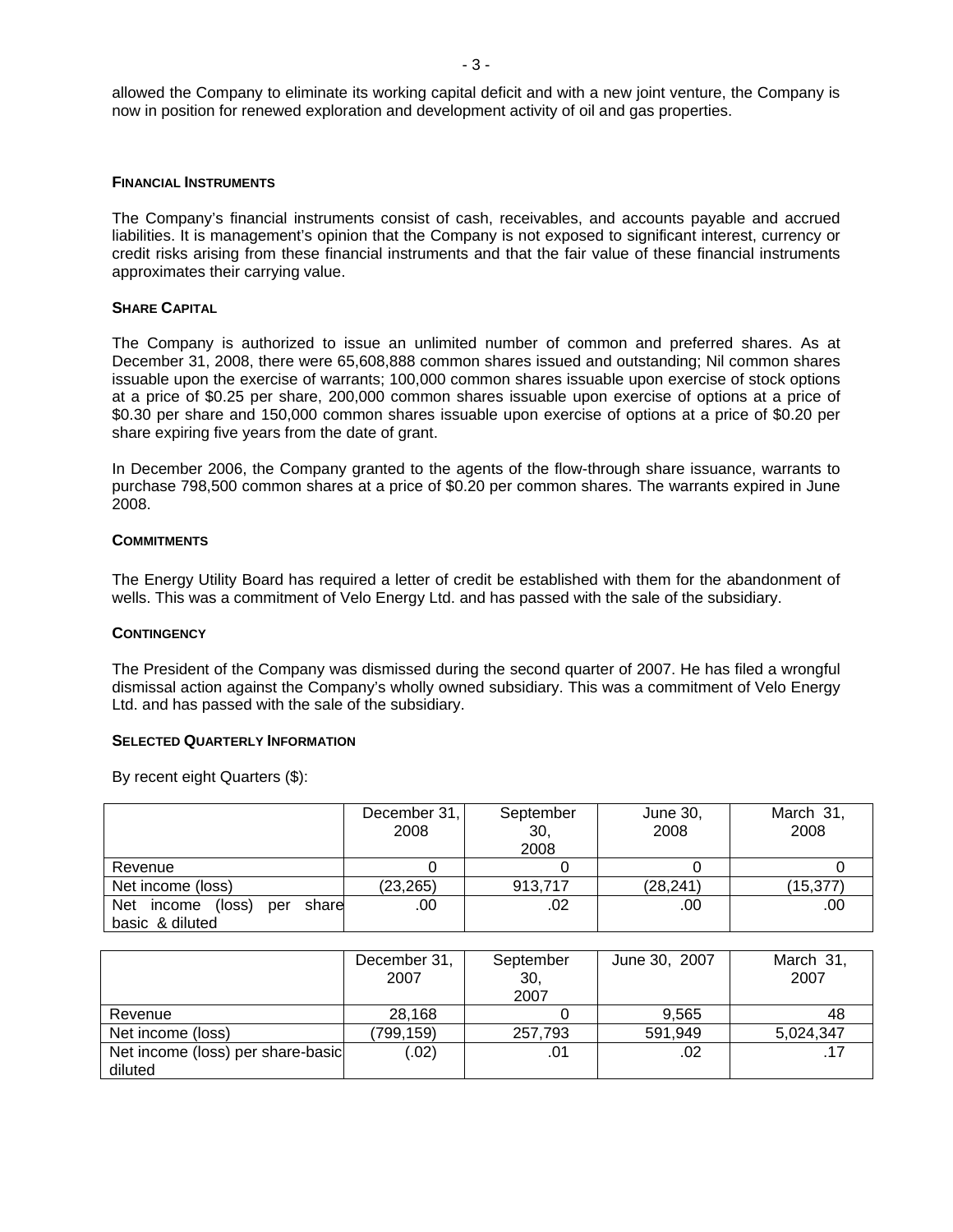allowed the Company to eliminate its working capital deficit and with a new joint venture, the Company is now in position for renewed exploration and development activity of oil and gas properties.

### FINANCIAL INSTRUMENTS

The Company's financial instruments consist of cash, receivables, and accounts payable and accrued liabilities. It is management's opinion that the Company is not exposed to significant interest, currency or credit risks arising from these financial instruments and that the fair value of these financial instruments approximates their carrying value.

### SHARE CAPITAL

The Company is authorized to issue an unlimited number of common and preferred shares. As at December 31, 2008, there were 65,608,888 common shares issued and outstanding; Nil common shares issuable upon the exercise of warrants; 100,000 common shares issuable upon exercise of stock options at a price of $0.25 per share, 200,000 common shares issuable upon exercise of options at a price of $0.30 per share and 150,000 common shares issuable upon exercise of options at a price of $0.20 per share expiring five years from the date of grant.

In December 2006, the Company granted to the agents of the flow-through share issuance, warrants to purchase 798,500 common shares at a price of $0.20 per common shares. The warrants expired in June 2008.

### COMMITMENTS

The Energy Utility Board has required a letter of credit be established with them for the abandonment of wells. This was a commitment of Velo Energy Ltd. and has passed with the sale of the subsidiary.

### CONTINGENCY

The President of the Company was dismissed during the second quarter of 2007. He has filed a wrongful dismissal action against the Company's wholly owned subsidiary. This was a commitment of Velo Energy Ltd. and has passed with the sale of the subsidiary.

### SELECTED QUARTERLY INFORMATION

By recent eight Quarters ($):

| | December 31, 2008 | September 30, 2008 | June 30, 2008 | March 31, 2008 |
|---|---|---|---|---|
| Revenue | 0 | 0 | 0 | 0 |
| Net income (loss) | (23,265) | 913,717 | (28,241) | (15,377) |
| Net income (loss) per share basic & diluted | .00 | .02 | .00 | .00 |

| | December 31, 2007 | September 30, 2007 | June 30, 2007 | March 31, 2007 |
|---|---|---|---|---|
| Revenue | 28,168 | 0 | 9,565 | 48 |
| Net income (loss) | (799,159) | 257,793 | 591,949 | 5,024,347 |
| Net income (loss) per share-basic diluted | (.02) | .01 | .02 | .17 |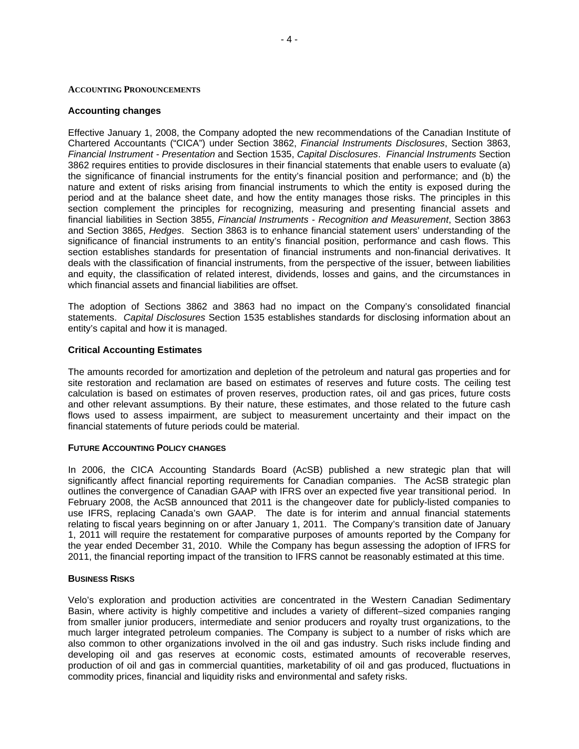## ACCOUNTING PRONOUNCEMENTS

### Accounting changes

Effective January 1, 2008, the Company adopted the new recommendations of the Canadian Institute of Chartered Accountants ("CICA") under Section 3862, *Financial Instruments Disclosures*, Section 3863, *Financial Instrument - Presentation* and Section 1535, *Capital Disclosures*. *Financial Instruments* Section 3862 requires entities to provide disclosures in their financial statements that enable users to evaluate (a) the significance of financial instruments for the entity's financial position and performance; and (b) the nature and extent of risks arising from financial instruments to which the entity is exposed during the period and at the balance sheet date, and how the entity manages those risks. The principles in this section complement the principles for recognizing, measuring and presenting financial assets and financial liabilities in Section 3855, *Financial Instruments - Recognition and Measurement*, Section 3863 and Section 3865, *Hedges*. Section 3863 is to enhance financial statement users' understanding of the significance of financial instruments to an entity's financial position, performance and cash flows. This section establishes standards for presentation of financial instruments and non-financial derivatives. It deals with the classification of financial instruments, from the perspective of the issuer, between liabilities and equity, the classification of related interest, dividends, losses and gains, and the circumstances in which financial assets and financial liabilities are offset.

The adoption of Sections 3862 and 3863 had no impact on the Company's consolidated financial statements. *Capital Disclosures* Section 1535 establishes standards for disclosing information about an entity's capital and how it is managed.

### Critical Accounting Estimates

The amounts recorded for amortization and depletion of the petroleum and natural gas properties and for site restoration and reclamation are based on estimates of reserves and future costs. The ceiling test calculation is based on estimates of proven reserves, production rates, oil and gas prices, future costs and other relevant assumptions. By their nature, these estimates, and those related to the future cash flows used to assess impairment, are subject to measurement uncertainty and their impact on the financial statements of future periods could be material.

## FUTURE ACCOUNTING POLICY CHANGES

In 2006, the CICA Accounting Standards Board (AcSB) published a new strategic plan that will significantly affect financial reporting requirements for Canadian companies. The AcSB strategic plan outlines the convergence of Canadian GAAP with IFRS over an expected five year transitional period. In February 2008, the AcSB announced that 2011 is the changeover date for publicly-listed companies to use IFRS, replacing Canada's own GAAP. The date is for interim and annual financial statements relating to fiscal years beginning on or after January 1, 2011. The Company's transition date of January 1, 2011 will require the restatement for comparative purposes of amounts reported by the Company for the year ended December 31, 2010. While the Company has begun assessing the adoption of IFRS for 2011, the financial reporting impact of the transition to IFRS cannot be reasonably estimated at this time.

## BUSINESS RISKS

Velo's exploration and production activities are concentrated in the Western Canadian Sedimentary Basin, where activity is highly competitive and includes a variety of different–sized companies ranging from smaller junior producers, intermediate and senior producers and royalty trust organizations, to the much larger integrated petroleum companies. The Company is subject to a number of risks which are also common to other organizations involved in the oil and gas industry. Such risks include finding and developing oil and gas reserves at economic costs, estimated amounts of recoverable reserves, production of oil and gas in commercial quantities, marketability of oil and gas produced, fluctuations in commodity prices, financial and liquidity risks and environmental and safety risks.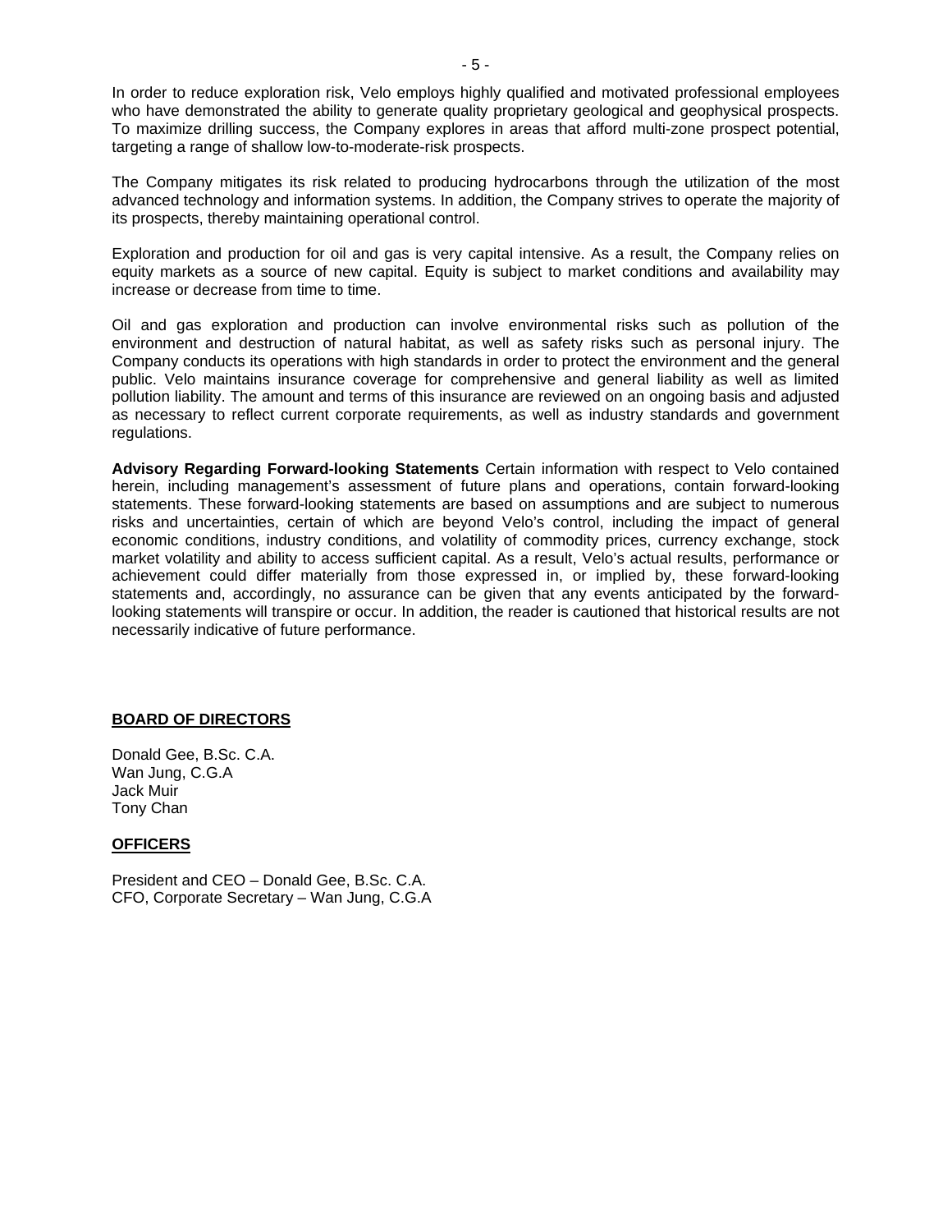In order to reduce exploration risk, Velo employs highly qualified and motivated professional employees who have demonstrated the ability to generate quality proprietary geological and geophysical prospects. To maximize drilling success, the Company explores in areas that afford multi-zone prospect potential, targeting a range of shallow low-to-moderate-risk prospects.

The Company mitigates its risk related to producing hydrocarbons through the utilization of the most advanced technology and information systems. In addition, the Company strives to operate the majority of its prospects, thereby maintaining operational control.

Exploration and production for oil and gas is very capital intensive. As a result, the Company relies on equity markets as a source of new capital. Equity is subject to market conditions and availability may increase or decrease from time to time.

Oil and gas exploration and production can involve environmental risks such as pollution of the environment and destruction of natural habitat, as well as safety risks such as personal injury. The Company conducts its operations with high standards in order to protect the environment and the general public. Velo maintains insurance coverage for comprehensive and general liability as well as limited pollution liability. The amount and terms of this insurance are reviewed on an ongoing basis and adjusted as necessary to reflect current corporate requirements, as well as industry standards and government regulations.

**Advisory Regarding Forward-looking Statements** Certain information with respect to Velo contained herein, including management's assessment of future plans and operations, contain forward-looking statements. These forward-looking statements are based on assumptions and are subject to numerous risks and uncertainties, certain of which are beyond Velo's control, including the impact of general economic conditions, industry conditions, and volatility of commodity prices, currency exchange, stock market volatility and ability to access sufficient capital. As a result, Velo's actual results, performance or achievement could differ materially from those expressed in, or implied by, these forward-looking statements and, accordingly, no assurance can be given that any events anticipated by the forward-looking statements will transpire or occur. In addition, the reader is cautioned that historical results are not necessarily indicative of future performance.

## BOARD OF DIRECTORS

Donald Gee, B.Sc. C.A.
Wan Jung, C.G.A
Jack Muir
Tony Chan

## OFFICERS

President and CEO – Donald Gee, B.Sc. C.A.
CFO, Corporate Secretary – Wan Jung, C.G.A